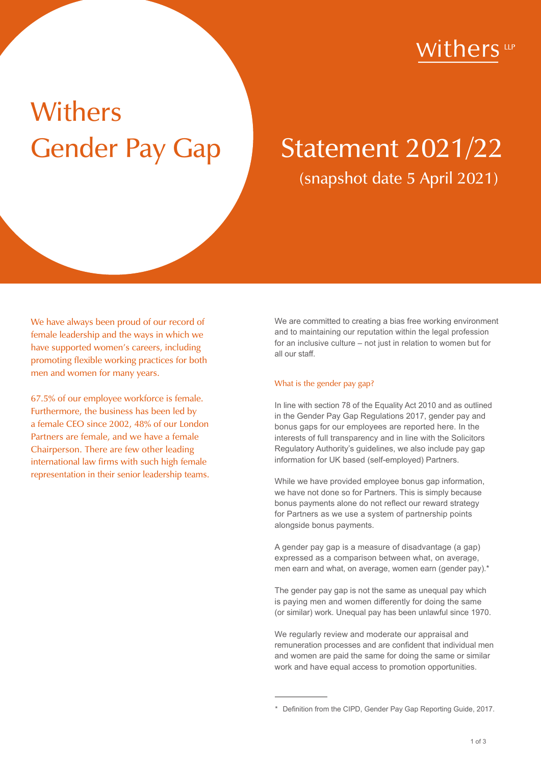withers LLP

# Withers Gender Pay Gap

# Statement 2021/22

(snapshot date 5 April 2021)

We have always been proud of our record of female leadership and the ways in which we have supported women's careers, including promoting flexible working practices for both men and women for many years.

67.5% of our employee workforce is female. Furthermore, the business has been led by a female CEO since 2002, 48% of our London Partners are female, and we have a female Chairperson. There are few other leading international law firms with such high female representation in their senior leadership teams.

We are committed to creating a bias free working environment and to maintaining our reputation within the legal profession for an inclusive culture – not just in relation to women but for all our staff.

## What is the gender pay gap?

In line with section 78 of the Equality Act 2010 and as outlined in the Gender Pay Gap Regulations 2017, gender pay and bonus gaps for our employees are reported here. In the interests of full transparency and in line with the Solicitors Regulatory Authority's guidelines, we also include pay gap information for UK based (self-employed) Partners.

While we have provided employee bonus gap information, we have not done so for Partners. This is simply because bonus payments alone do not reflect our reward strategy for Partners as we use a system of partnership points alongside bonus payments.

A gender pay gap is a measure of disadvantage (a gap) expressed as a comparison between what, on average, men earn and what, on average, women earn (gender pay).*

The gender pay gap is not the same as unequal pay which is paying men and women differently for doing the same (or similar) work. Unequal pay has been unlawful since 1970.

We regularly review and moderate our appraisal and remuneration processes and are confident that individual men and women are paid the same for doing the same or similar work and have equal access to promotion opportunities.

---

\* Definition from the CIPD, Gender Pay Gap Reporting Guide, 2017.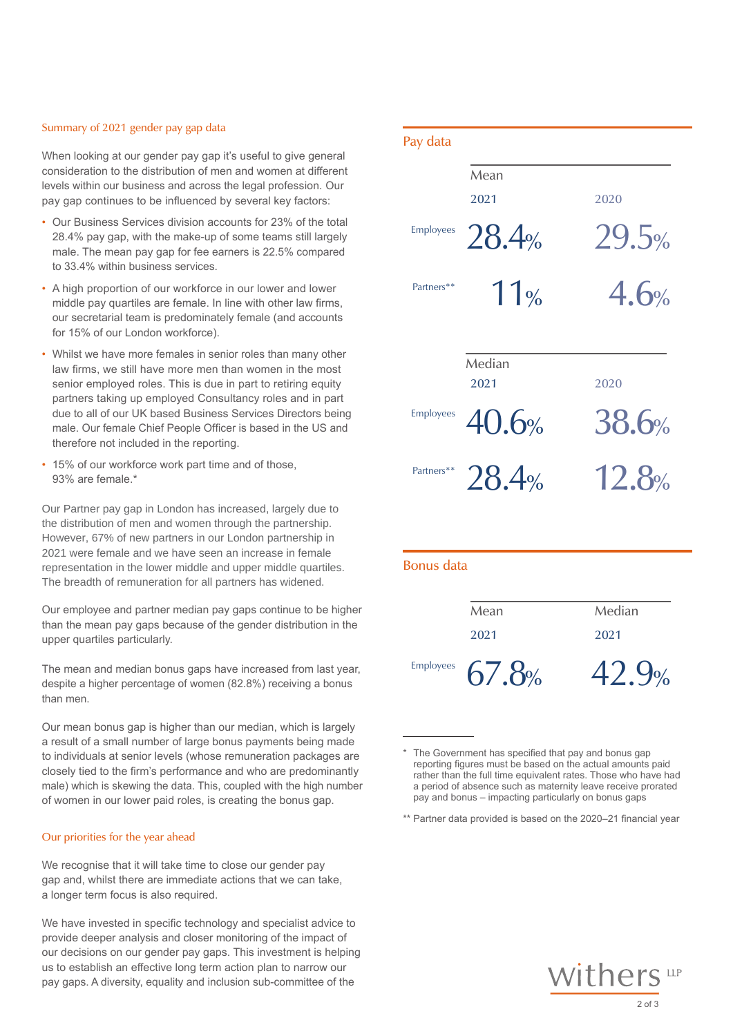## Summary of 2021 gender pay gap data

When looking at our gender pay gap it's useful to give general consideration to the distribution of men and women at different levels within our business and across the legal profession. Our pay gap continues to be influenced by several key factors:

- Our Business Services division accounts for 23% of the total 28.4% pay gap, with the make-up of some teams still largely male. The mean pay gap for fee earners is 22.5% compared to 33.4% within business services.
- A high proportion of our workforce in our lower and lower middle pay quartiles are female. In line with other law firms, our secretarial team is predominately female (and accounts for 15% of our London workforce).
- Whilst we have more females in senior roles than many other law firms, we still have more men than women in the most senior employed roles. This is due in part to retiring equity partners taking up employed Consultancy roles and in part due to all of our UK based Business Services Directors being male. Our female Chief People Officer is based in the US and therefore not included in the reporting.
- 15% of our workforce work part time and of those, 93% are female.*

Our Partner pay gap in London has increased, largely due to the distribution of men and women through the partnership. However, 67% of new partners in our London partnership in 2021 were female and we have seen an increase in female representation in the lower middle and upper middle quartiles. The breadth of remuneration for all partners has widened.

Our employee and partner median pay gaps continue to be higher than the mean pay gaps because of the gender distribution in the upper quartiles particularly.

The mean and median bonus gaps have increased from last year, despite a higher percentage of women (82.8%) receiving a bonus than men.

Our mean bonus gap is higher than our median, which is largely a result of a small number of large bonus payments being made to individuals at senior levels (whose remuneration packages are closely tied to the firm's performance and who are predominantly male) which is skewing the data. This, coupled with the high number of women in our lower paid roles, is creating the bonus gap.

## Our priorities for the year ahead

We recognise that it will take time to close our gender pay gap and, whilst there are immediate actions that we can take, a longer term focus is also required.

We have invested in specific technology and specialist advice to provide deeper analysis and closer monitoring of the impact of our decisions on our gender pay gaps. This investment is helping us to establish an effective long term action plan to narrow our pay gaps. A diversity, equality and inclusion sub-committee of the

## Pay data

| | Mean | |
|---|---|---|
| | 2021 | 2020 |
| Employees | 28.4% | 29.5% |
| Partners** | 11% | 4.6% |

| | Median | |
|---|---|---|
| | 2021 | 2020 |
| Employees | 40.6% | 38.6% |
| Partners** | 28.4% | 12.8% |

## Bonus data

| | Mean | Median |
|---|---|---|
| | 2021 | 2021 |
| Employees | 67.8% | 42.9% |

\* The Government has specified that pay and bonus gap reporting figures must be based on the actual amounts paid rather than the full time equivalent rates. Those who have had a period of absence such as maternity leave receive prorated pay and bonus – impacting particularly on bonus gaps

** Partner data provided is based on the 2020–21 financial year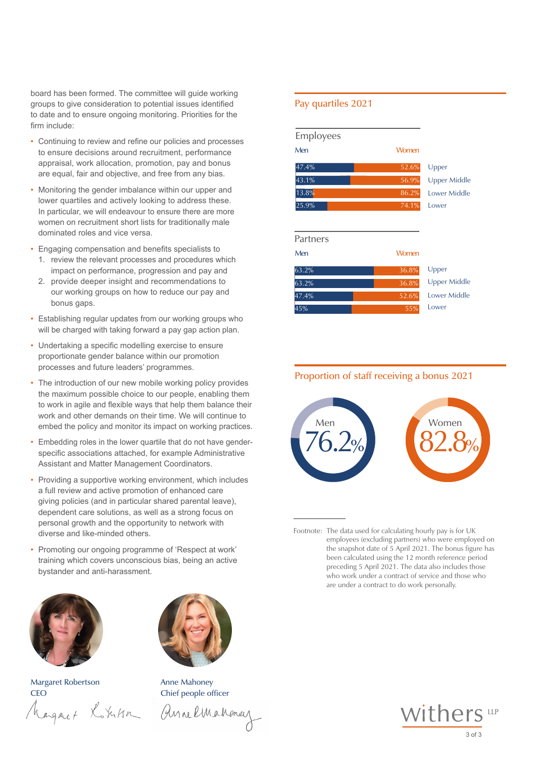board has been formed. The committee will guide working groups to give consideration to potential issues identified to date and to ensure ongoing monitoring. Priorities for the firm include:

- Continuing to review and refine our policies and processes to ensure decisions around recruitment, performance appraisal, work allocation, promotion, pay and bonus are equal, fair and objective, and free from any bias.
- Monitoring the gender imbalance within our upper and lower quartiles and actively looking to address these. In particular, we will endeavour to ensure there are more women on recruitment short lists for traditionally male dominated roles and vice versa.
- Engaging compensation and benefits specialists to
  1. review the relevant processes and procedures which impact on performance, progression and pay and
  2. provide deeper insight and recommendations to our working groups on how to reduce our pay and bonus gaps.
- Establishing regular updates from our working groups who will be charged with taking forward a pay gap action plan.
- Undertaking a specific modelling exercise to ensure proportionate gender balance within our promotion processes and future leaders' programmes.
- The introduction of our new mobile working policy provides the maximum possible choice to our people, enabling them to work in agile and flexible ways that help them balance their work and other demands on their time. We will continue to embed the policy and monitor its impact on working practices.
- Embedding roles in the lower quartile that do not have gender-specific associations attached, for example Administrative Assistant and Matter Management Coordinators.
- Providing a supportive working environment, which includes a full review and active promotion of enhanced care giving policies (and in particular shared parental leave), dependent care solutions, as well as a strong focus on personal growth and the opportunity to network with diverse and like-minded others.
- Promoting our ongoing programme of 'Respect at work' training which covers unconscious bias, being an active bystander and anti-harassment.

Margaret Robertson
CEO

Anne Mahoney
Chief people officer

## Pay quartiles 2021

### Employees

Men | Women

47.4% | 52.6% Upper
43.1% | 56.9% Upper Middle
13.8% | 86.2% Lower Middle
25.9% | 74.1% Lower

### Partners

Men | Women

63.2% | 36.8% Upper
63.2% | 36.8% Upper Middle
47.4% | 52.6% Lower Middle
45% | 55% Lower

## Proportion of staff receiving a bonus 2021

Men 76.2%

Women 82.8%

Footnote: The data used for calculating hourly pay is for UK employees (excluding partners) who were employed on the snapshot date of 5 April 2021. The bonus figure has been calculated using the 12 month reference period preceding 5 April 2021. The data also includes those who work under a contract of service and those who are under a contract to do work personally.